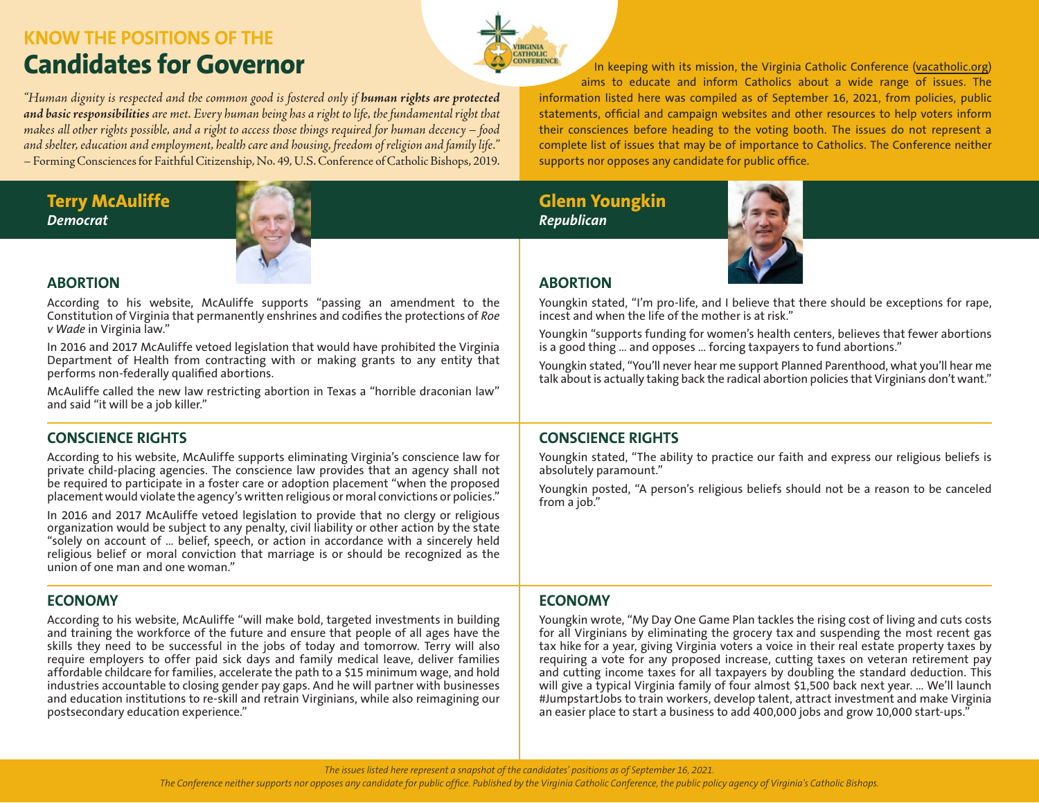## KNOW THE POSITIONS OF THE

# Candidates for Governor

*"Human dignity is respected and the common good is fostered only if **human rights are protected and basic responsibilities** are met. Every human being has a right to life, the fundamental right that makes all other rights possible, and a right to access those things required for human decency – food and shelter, education and employment, health care and housing, freedom of religion and family life."*
– Forming Consciences for Faithful Citizenship, No. 49, U.S. Conference of Catholic Bishops, 2019.

In keeping with its mission, the Virginia Catholic Conference (vacatholic.org) aims to educate and inform Catholics about a wide range of issues. The information listed here was compiled as of September 16, 2021, from policies, public statements, official and campaign websites and other resources to help voters inform their consciences before heading to the voting booth. The issues do not represent a complete list of issues that may be of importance to Catholics. The Conference neither supports nor opposes any candidate for public office.

## Terry McAuliffe
***Democrat***

### ABORTION

According to his website, McAuliffe supports "passing an amendment to the Constitution of Virginia that permanently enshrines and codifies the protections of *Roe v Wade* in Virginia law."

In 2016 and 2017 McAuliffe vetoed legislation that would have prohibited the Virginia Department of Health from contracting with or making grants to any entity that performs non-federally qualified abortions.

McAuliffe called the new law restricting abortion in Texas a "horrible draconian law" and said "it will be a job killer."

### CONSCIENCE RIGHTS

According to his website, McAuliffe supports eliminating Virginia's conscience law for private child-placing agencies. The conscience law provides that an agency shall not be required to participate in a foster care or adoption placement "when the proposed placement would violate the agency's written religious or moral convictions or policies."

In 2016 and 2017 McAuliffe vetoed legislation to provide that no clergy or religious organization would be subject to any penalty, civil liability or other action by the state "solely on account of ... belief, speech, or action in accordance with a sincerely held religious belief or moral conviction that marriage is or should be recognized as the union of one man and one woman."

### ECONOMY

According to his website, McAuliffe "will make bold, targeted investments in building and training the workforce of the future and ensure that people of all ages have the skills they need to be successful in the jobs of today and tomorrow. Terry will also require employers to offer paid sick days and family medical leave, deliver families affordable childcare for families, accelerate the path to a $15 minimum wage, and hold industries accountable to closing gender pay gaps. And he will partner with businesses and education institutions to re-skill and retrain Virginians, while also reimagining our postsecondary education experience."

## Glenn Youngkin
***Republican***

### ABORTION

Youngkin stated, "I'm pro-life, and I believe that there should be exceptions for rape, incest and when the life of the mother is at risk."

Youngkin "supports funding for women's health centers, believes that fewer abortions is a good thing ... and opposes ... forcing taxpayers to fund abortions."

Youngkin stated, "You'll never hear me support Planned Parenthood, what you'll hear me talk about is actually taking back the radical abortion policies that Virginians don't want."

### CONSCIENCE RIGHTS

Youngkin stated, "The ability to practice our faith and express our religious beliefs is absolutely paramount."

Youngkin posted, "A person's religious beliefs should not be a reason to be canceled from a job."

### ECONOMY

Youngkin wrote, "My Day One Game Plan tackles the rising cost of living and cuts costs for all Virginians by eliminating the grocery tax and suspending the most recent gas tax hike for a year, giving Virginia voters a voice in their real estate property taxes by requiring a vote for any proposed increase, cutting taxes on veteran retirement pay and cutting income taxes for all taxpayers by doubling the standard deduction. This will give a typical Virginia family of four almost $1,500 back next year. ... We'll launch #JumpstartJobs to train workers, develop talent, attract investment and make Virginia an easier place to start a business to add 400,000 jobs and grow 10,000 start-ups."

*The issues listed here represent a snapshot of the candidates' positions as of September 16, 2021.*
*The Conference neither supports nor opposes any candidate for public office. Published by the Virginia Catholic Conference, the public policy agency of Virginia's Catholic Bishops.*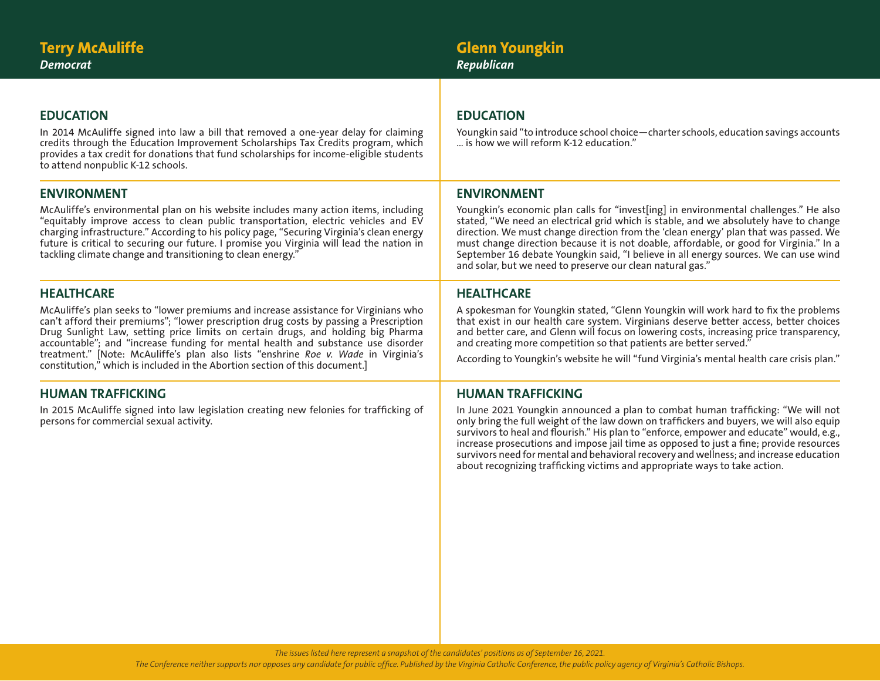## Terry McAuliffe
*Democrat*

### EDUCATION

In 2014 McAuliffe signed into law a bill that removed a one-year delay for claiming credits through the Education Improvement Scholarships Tax Credits program, which provides a tax credit for donations that fund scholarships for income-eligible students to attend nonpublic K-12 schools.

### ENVIRONMENT

McAuliffe's environmental plan on his website includes many action items, including "equitably improve access to clean public transportation, electric vehicles and EV charging infrastructure." According to his policy page, "Securing Virginia's clean energy future is critical to securing our future. I promise you Virginia will lead the nation in tackling climate change and transitioning to clean energy."

### HEALTHCARE

McAuliffe's plan seeks to "lower premiums and increase assistance for Virginians who can't afford their premiums"; "lower prescription drug costs by passing a Prescription Drug Sunlight Law, setting price limits on certain drugs, and holding big Pharma accountable"; and "increase funding for mental health and substance use disorder treatment." [Note: McAuliffe's plan also lists "enshrine *Roe v. Wade* in Virginia's constitution," which is included in the Abortion section of this document.]

### HUMAN TRAFFICKING

In 2015 McAuliffe signed into law legislation creating new felonies for trafficking of persons for commercial sexual activity.

## Glenn Youngkin
*Republican*

### EDUCATION

Youngkin said "to introduce school choice—charter schools, education savings accounts ... is how we will reform K-12 education."

### ENVIRONMENT

Youngkin's economic plan calls for "invest[ing] in environmental challenges." He also stated, "We need an electrical grid which is stable, and we absolutely have to change direction. We must change direction from the 'clean energy' plan that was passed. We must change direction because it is not doable, affordable, or good for Virginia." In a September 16 debate Youngkin said, "I believe in all energy sources. We can use wind and solar, but we need to preserve our clean natural gas."

### HEALTHCARE

A spokesman for Youngkin stated, "Glenn Youngkin will work hard to fix the problems that exist in our health care system. Virginians deserve better access, better choices and better care, and Glenn will focus on lowering costs, increasing price transparency, and creating more competition so that patients are better served."

According to Youngkin's website he will "fund Virginia's mental health care crisis plan."

### HUMAN TRAFFICKING

In June 2021 Youngkin announced a plan to combat human trafficking: "We will not only bring the full weight of the law down on traffickers and buyers, we will also equip survivors to heal and flourish." His plan to "enforce, empower and educate" would, e.g., increase prosecutions and impose jail time as opposed to just a fine; provide resources survivors need for mental and behavioral recovery and wellness; and increase education about recognizing trafficking victims and appropriate ways to take action.

*The issues listed here represent a snapshot of the candidates' positions as of September 16, 2021.*

*The Conference neither supports nor opposes any candidate for public office. Published by the Virginia Catholic Conference, the public policy agency of Virginia's Catholic Bishops.*